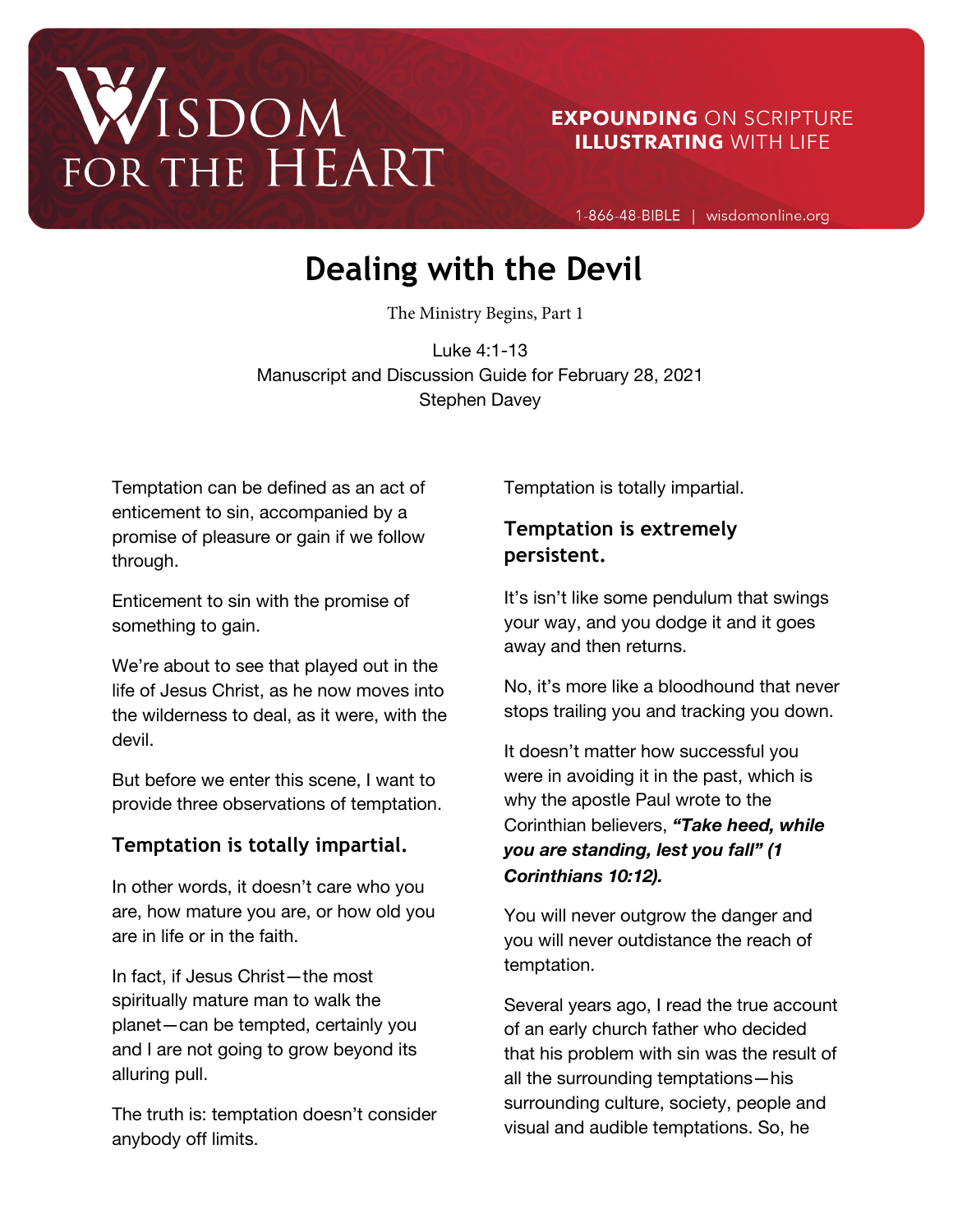# Dealing with the Devil

The Ministry Begins, Part 1

Luke 4:1-13
Manuscript and Discussion Guide for February 28, 2021
Stephen Davey

Temptation can be defined as an act of enticement to sin, accompanied by a promise of pleasure or gain if we follow through.

Enticement to sin with the promise of something to gain.

We're about to see that played out in the life of Jesus Christ, as he now moves into the wilderness to deal, as it were, with the devil.

But before we enter this scene, I want to provide three observations of temptation.

### Temptation is totally impartial.

In other words, it doesn't care who you are, how mature you are, or how old you are in life or in the faith.

In fact, if Jesus Christ—the most spiritually mature man to walk the planet—can be tempted, certainly you and I are not going to grow beyond its alluring pull.

The truth is: temptation doesn't consider anybody off limits.

Temptation is totally impartial.

### Temptation is extremely persistent.

It's isn't like some pendulum that swings your way, and you dodge it and it goes away and then returns.

No, it's more like a bloodhound that never stops trailing you and tracking you down.

It doesn't matter how successful you were in avoiding it in the past, which is why the apostle Paul wrote to the Corinthian believers, ***"Take heed, while you are standing, lest you fall" (1 Corinthians 10:12).***

You will never outgrow the danger and you will never outdistance the reach of temptation.

Several years ago, I read the true account of an early church father who decided that his problem with sin was the result of all the surrounding temptations—his surrounding culture, society, people and visual and audible temptations. So, he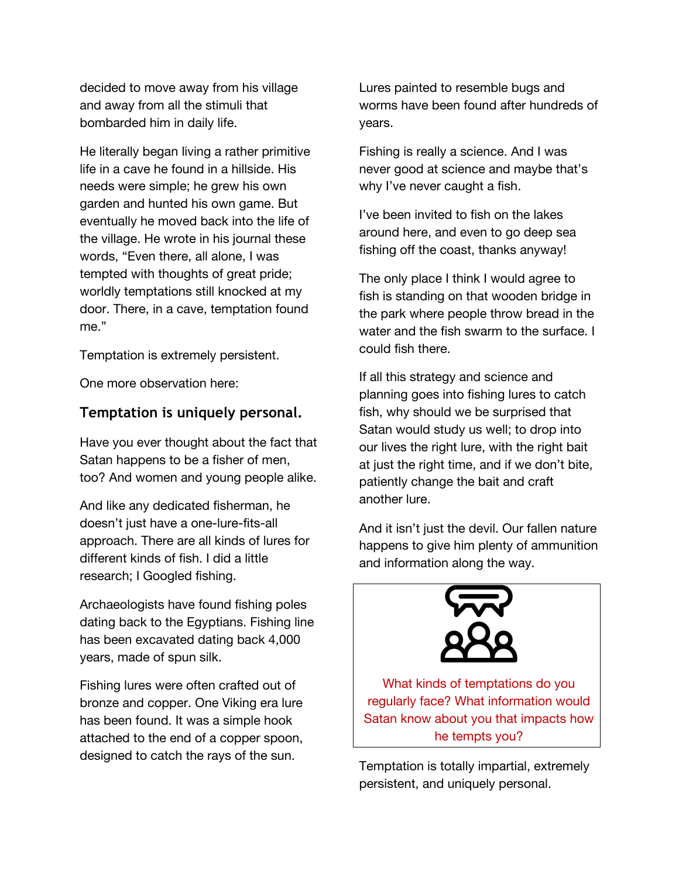decided to move away from his village and away from all the stimuli that bombarded him in daily life.

He literally began living a rather primitive life in a cave he found in a hillside. His needs were simple; he grew his own garden and hunted his own game. But eventually he moved back into the life of the village. He wrote in his journal these words, “Even there, all alone, I was tempted with thoughts of great pride; worldly temptations still knocked at my door. There, in a cave, temptation found me.”

Temptation is extremely persistent.

One more observation here:

### Temptation is uniquely personal.

Have you ever thought about the fact that Satan happens to be a fisher of men, too? And women and young people alike.

And like any dedicated fisherman, he doesn’t just have a one-lure-fits-all approach. There are all kinds of lures for different kinds of fish. I did a little research; I Googled fishing.

Archaeologists have found fishing poles dating back to the Egyptians. Fishing line has been excavated dating back 4,000 years, made of spun silk.

Fishing lures were often crafted out of bronze and copper. One Viking era lure has been found. It was a simple hook attached to the end of a copper spoon, designed to catch the rays of the sun.

Lures painted to resemble bugs and worms have been found after hundreds of years.

Fishing is really a science. And I was never good at science and maybe that’s why I’ve never caught a fish.

I’ve been invited to fish on the lakes around here, and even to go deep sea fishing off the coast, thanks anyway!

The only place I think I would agree to fish is standing on that wooden bridge in the park where people throw bread in the water and the fish swarm to the surface. I could fish there.

If all this strategy and science and planning goes into fishing lures to catch fish, why should we be surprised that Satan would study us well; to drop into our lives the right lure, with the right bait at just the right time, and if we don’t bite, patiently change the bait and craft another lure.

And it isn’t just the devil. Our fallen nature happens to give him plenty of ammunition and information along the way.

> What kinds of temptations do you regularly face? What information would Satan know about you that impacts how he tempts you?

Temptation is totally impartial, extremely persistent, and uniquely personal.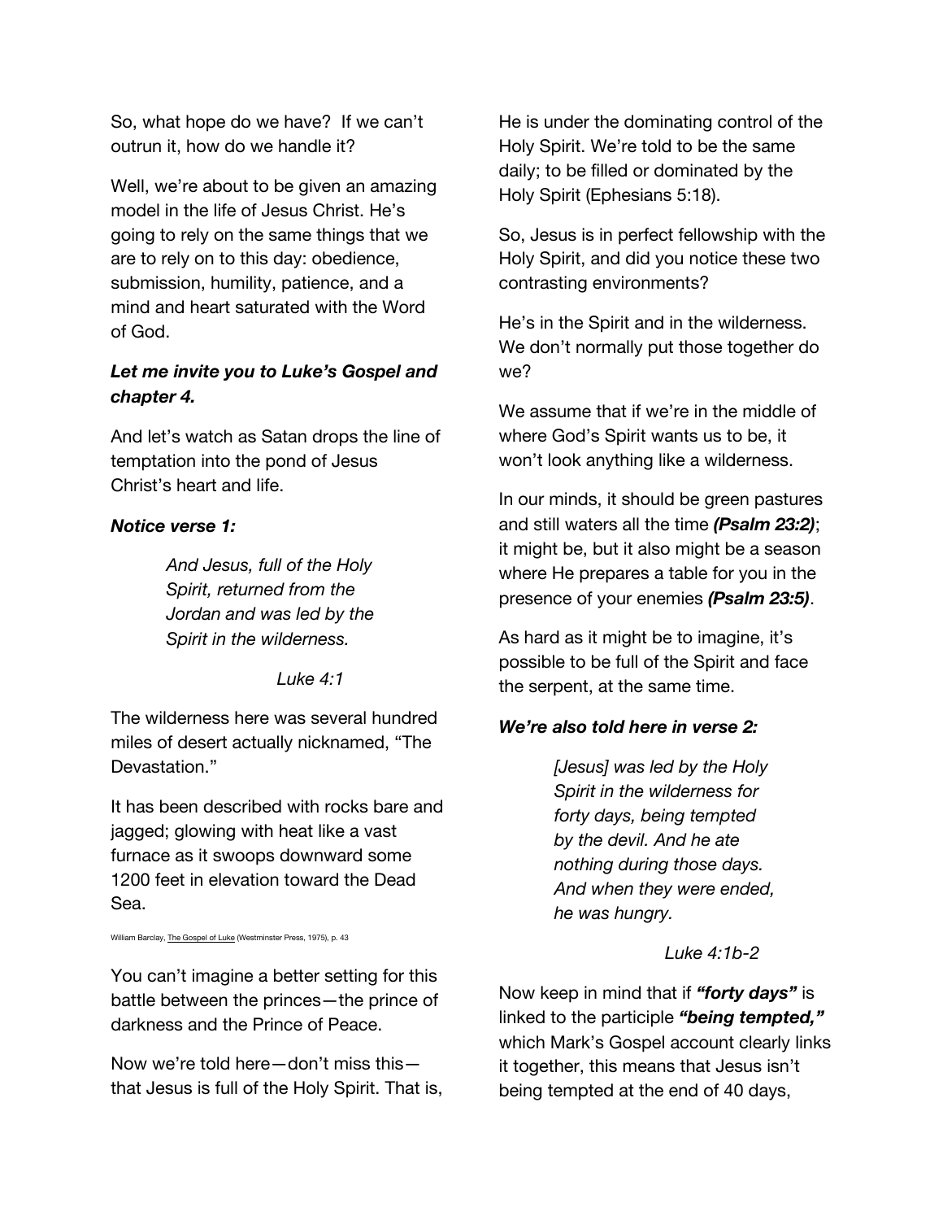So, what hope do we have? If we can't outrun it, how do we handle it?

Well, we're about to be given an amazing model in the life of Jesus Christ. He's going to rely on the same things that we are to rely on to this day: obedience, submission, humility, patience, and a mind and heart saturated with the Word of God.

***Let me invite you to Luke's Gospel and chapter 4.***

And let's watch as Satan drops the line of temptation into the pond of Jesus Christ's heart and life.

***Notice verse 1:***

> *And Jesus, full of the Holy Spirit, returned from the Jordan and was led by the Spirit in the wilderness.*
>
> *Luke 4:1*

The wilderness here was several hundred miles of desert actually nicknamed, "The Devastation."

It has been described with rocks bare and jagged; glowing with heat like a vast furnace as it swoops downward some 1200 feet in elevation toward the Dead Sea.

William Barclay, The Gospel of Luke (Westminster Press, 1975), p. 43

You can't imagine a better setting for this battle between the princes—the prince of darkness and the Prince of Peace.

Now we're told here—don't miss this—that Jesus is full of the Holy Spirit. That is, He is under the dominating control of the Holy Spirit. We're told to be the same daily; to be filled or dominated by the Holy Spirit (Ephesians 5:18).

So, Jesus is in perfect fellowship with the Holy Spirit, and did you notice these two contrasting environments?

He's in the Spirit and in the wilderness. We don't normally put those together do we?

We assume that if we're in the middle of where God's Spirit wants us to be, it won't look anything like a wilderness.

In our minds, it should be green pastures and still waters all the time ***(Psalm 23:2)***; it might be, but it also might be a season where He prepares a table for you in the presence of your enemies ***(Psalm 23:5)***.

As hard as it might be to imagine, it's possible to be full of the Spirit and face the serpent, at the same time.

***We're also told here in verse 2:***

> *[Jesus] was led by the Holy Spirit in the wilderness for forty days, being tempted by the devil. And he ate nothing during those days. And when they were ended, he was hungry.*
>
> *Luke 4:1b-2*

Now keep in mind that if ***"forty days"*** is linked to the participle ***"being tempted,"*** which Mark's Gospel account clearly links it together, this means that Jesus isn't being tempted at the end of 40 days,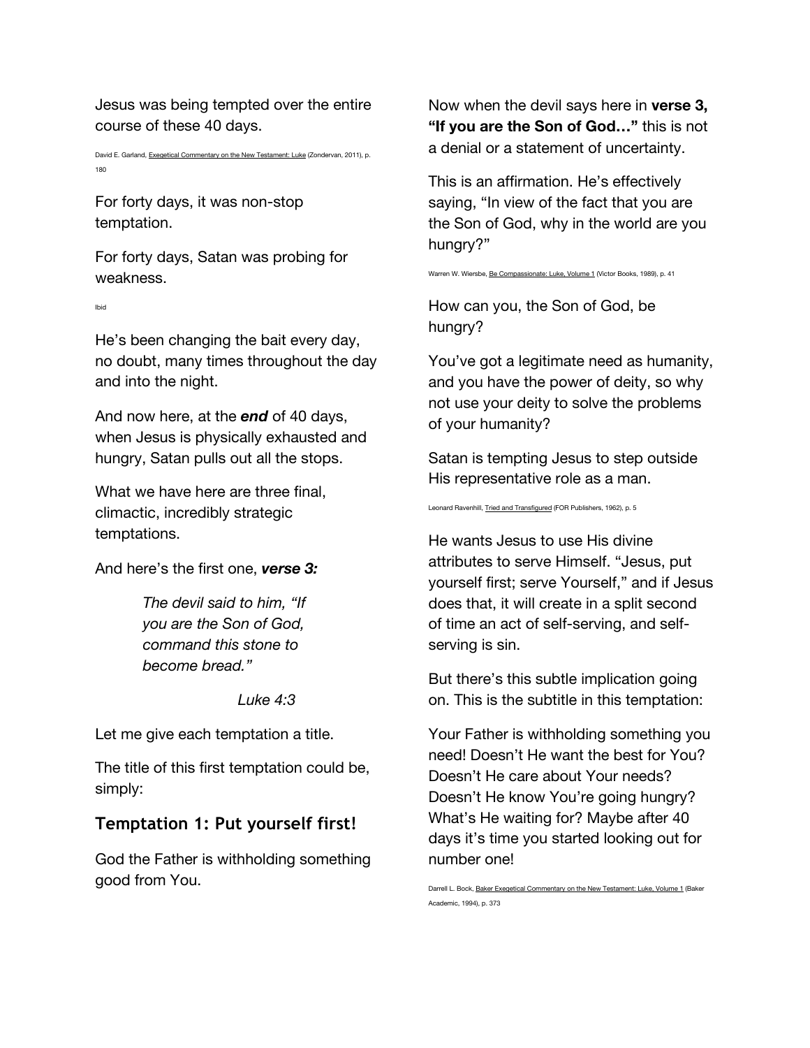Jesus was being tempted over the entire course of these 40 days.

David E. Garland, Exegetical Commentary on the New Testament: Luke (Zondervan, 2011), p. 180

For forty days, it was non-stop temptation.

For forty days, Satan was probing for weakness.

Ibid

He's been changing the bait every day, no doubt, many times throughout the day and into the night.

And now here, at the ***end*** of 40 days, when Jesus is physically exhausted and hungry, Satan pulls out all the stops.

What we have here are three final, climactic, incredibly strategic temptations.

And here's the first one, ***verse 3:***

> *The devil said to him, "If you are the Son of God, command this stone to become bread."*
>
> *Luke 4:3*

Let me give each temptation a title.

The title of this first temptation could be, simply:

### Temptation 1: Put yourself first!

God the Father is withholding something good from You.

Now when the devil says here in **verse 3, "If you are the Son of God…"** this is not a denial or a statement of uncertainty.

This is an affirmation. He's effectively saying, "In view of the fact that you are the Son of God, why in the world are you hungry?"

Warren W. Wiersbe, Be Compassionate: Luke, Volume 1 (Victor Books, 1989), p. 41

How can you, the Son of God, be hungry?

You've got a legitimate need as humanity, and you have the power of deity, so why not use your deity to solve the problems of your humanity?

Satan is tempting Jesus to step outside His representative role as a man.

Leonard Ravenhill, Tried and Transfigured (FOR Publishers, 1962), p. 5

He wants Jesus to use His divine attributes to serve Himself. "Jesus, put yourself first; serve Yourself," and if Jesus does that, it will create in a split second of time an act of self-serving, and self-serving is sin.

But there's this subtle implication going on. This is the subtitle in this temptation:

Your Father is withholding something you need! Doesn't He want the best for You? Doesn't He care about Your needs? Doesn't He know You're going hungry? What's He waiting for? Maybe after 40 days it's time you started looking out for number one!

Darrell L. Bock, Baker Exegetical Commentary on the New Testament: Luke, Volume 1 (Baker Academic, 1994), p. 373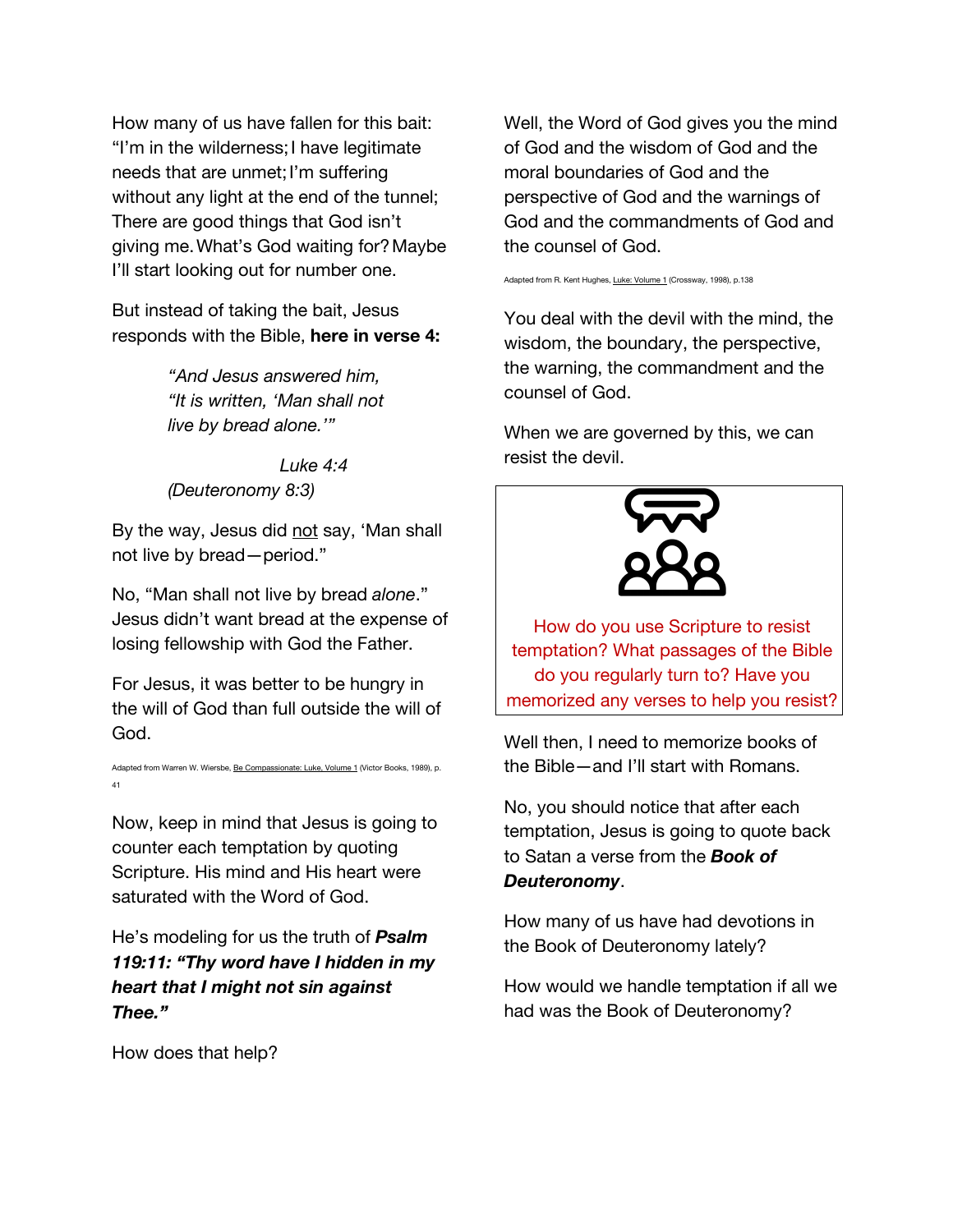How many of us have fallen for this bait: "I'm in the wilderness; I have legitimate needs that are unmet; I'm suffering without any light at the end of the tunnel; There are good things that God isn't giving me. What's God waiting for? Maybe I'll start looking out for number one.

But instead of taking the bait, Jesus responds with the Bible, **here in verse 4:**

> *"And Jesus answered him, "It is written, 'Man shall not live by bread alone.'"*
>
> *Luke 4:4 (Deuteronomy 8:3)*

By the way, Jesus did not say, 'Man shall not live by bread—period."

No, "Man shall not live by bread *alone*." Jesus didn't want bread at the expense of losing fellowship with God the Father.

For Jesus, it was better to be hungry in the will of God than full outside the will of God.

Adapted from Warren W. Wiersbe, Be Compassionate: Luke, Volume 1 (Victor Books, 1989), p. 41

Now, keep in mind that Jesus is going to counter each temptation by quoting Scripture. His mind and His heart were saturated with the Word of God.

He's modeling for us the truth of ***Psalm 119:11: "Thy word have I hidden in my heart that I might not sin against Thee."***

How does that help?

Well, the Word of God gives you the mind of God and the wisdom of God and the moral boundaries of God and the perspective of God and the warnings of God and the commandments of God and the counsel of God.

Adapted from R. Kent Hughes, Luke: Volume 1 (Crossway, 1998), p.138

You deal with the devil with the mind, the wisdom, the boundary, the perspective, the warning, the commandment and the counsel of God.

When we are governed by this, we can resist the devil.

How do you use Scripture to resist temptation? What passages of the Bible do you regularly turn to? Have you memorized any verses to help you resist?

Well then, I need to memorize books of the Bible—and I'll start with Romans.

No, you should notice that after each temptation, Jesus is going to quote back to Satan a verse from the ***Book of Deuteronomy***.

How many of us have had devotions in the Book of Deuteronomy lately?

How would we handle temptation if all we had was the Book of Deuteronomy?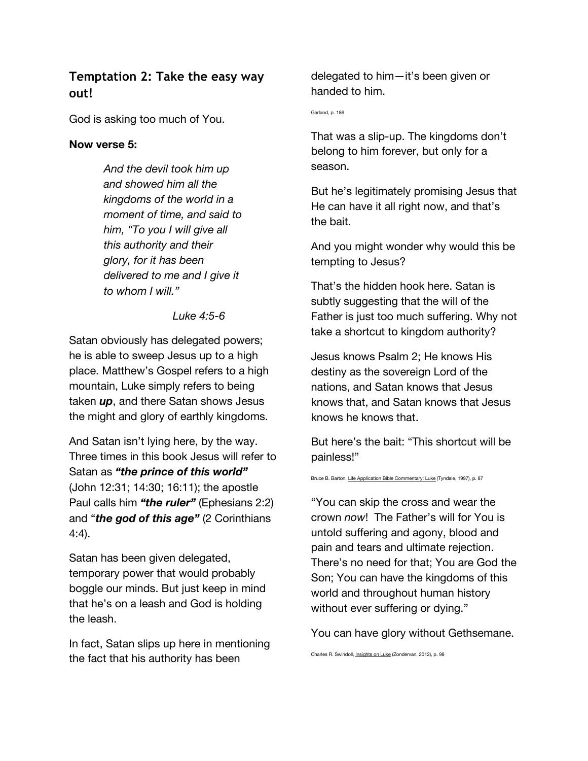## Temptation 2: Take the easy way out!

God is asking too much of You.

**Now verse 5:**

> *And the devil took him up and showed him all the kingdoms of the world in a moment of time, and said to him, "To you I will give all this authority and their glory, for it has been delivered to me and I give it to whom I will."*
>
> *Luke 4:5-6*

Satan obviously has delegated powers; he is able to sweep Jesus up to a high place. Matthew's Gospel refers to a high mountain, Luke simply refers to being taken ***up***, and there Satan shows Jesus the might and glory of earthly kingdoms.

And Satan isn't lying here, by the way. Three times in this book Jesus will refer to Satan as ***"the prince of this world"*** (John 12:31; 14:30; 16:11); the apostle Paul calls him ***"the ruler"*** (Ephesians 2:2) and "***the god of this age"*** (2 Corinthians 4:4).

Satan has been given delegated, temporary power that would probably boggle our minds. But just keep in mind that he's on a leash and God is holding the leash.

In fact, Satan slips up here in mentioning the fact that his authority has been delegated to him—it's been given or handed to him.

Garland, p. 186

That was a slip-up. The kingdoms don't belong to him forever, but only for a season.

But he's legitimately promising Jesus that He can have it all right now, and that's the bait.

And you might wonder why would this be tempting to Jesus?

That's the hidden hook here. Satan is subtly suggesting that the will of the Father is just too much suffering. Why not take a shortcut to kingdom authority?

Jesus knows Psalm 2; He knows His destiny as the sovereign Lord of the nations, and Satan knows that Jesus knows that, and Satan knows that Jesus knows he knows that.

But here's the bait: "This shortcut will be painless!"

Bruce B. Barton, Life Application Bible Commentary: Luke (Tyndale, 1997), p. 87

"You can skip the cross and wear the crown *now*! The Father's will for You is untold suffering and agony, blood and pain and tears and ultimate rejection. There's no need for that; You are God the Son; You can have the kingdoms of this world and throughout human history without ever suffering or dying."

You can have glory without Gethsemane.

Charles R. Swindoll, Insights on Luke (Zondervan, 2012), p. 98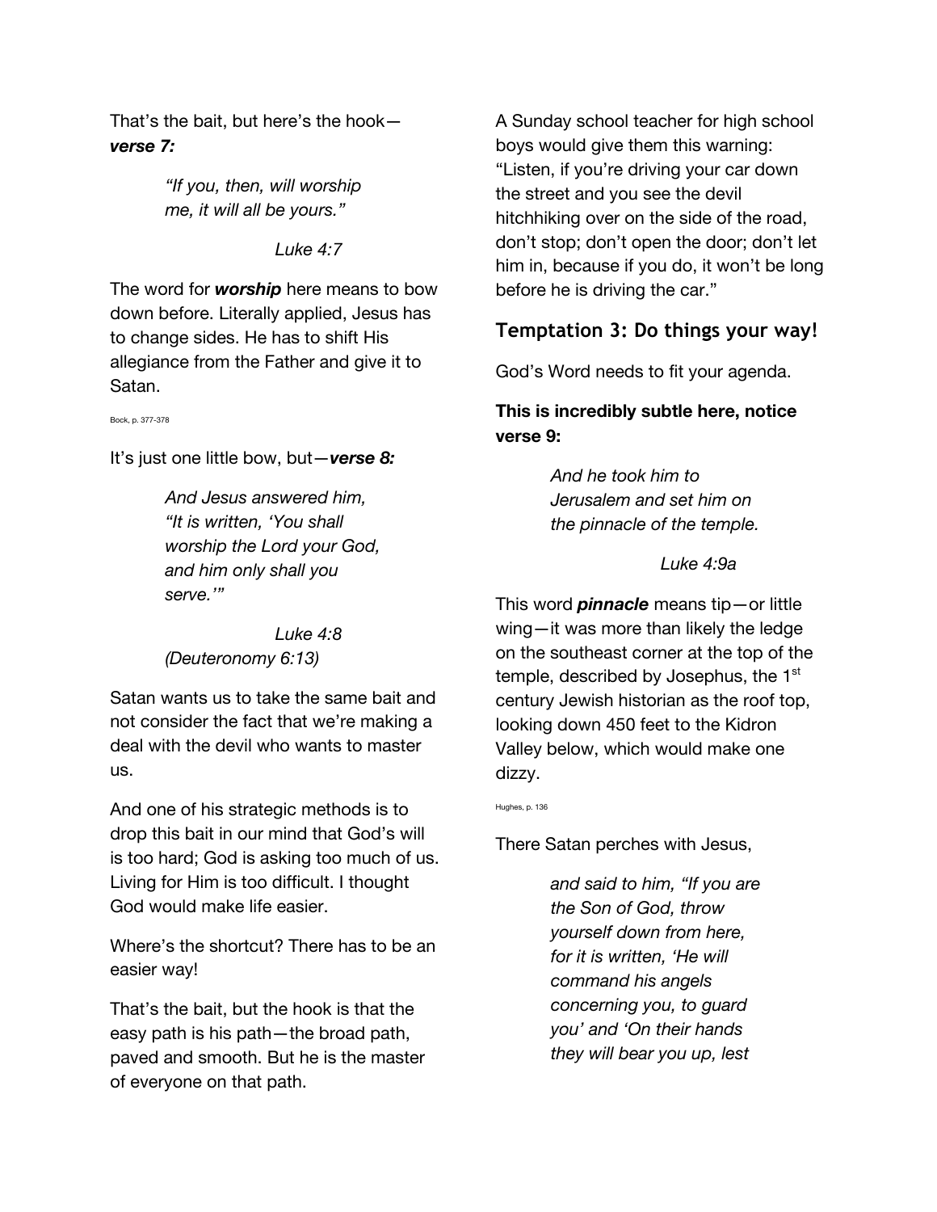That's the bait, but here's the hook—***verse 7:***

> *"If you, then, will worship me, it will all be yours."*
>
> *Luke 4:7*

The word for ***worship*** here means to bow down before. Literally applied, Jesus has to change sides. He has to shift His allegiance from the Father and give it to Satan.

Bock, p. 377-378

It's just one little bow, but—***verse 8:***

> *And Jesus answered him, "It is written, 'You shall worship the Lord your God, and him only shall you serve.'"*
>
> *Luke 4:8 (Deuteronomy 6:13)*

Satan wants us to take the same bait and not consider the fact that we're making a deal with the devil who wants to master us.

And one of his strategic methods is to drop this bait in our mind that God's will is too hard; God is asking too much of us. Living for Him is too difficult. I thought God would make life easier.

Where's the shortcut? There has to be an easier way!

That's the bait, but the hook is that the easy path is his path—the broad path, paved and smooth. But he is the master of everyone on that path.

A Sunday school teacher for high school boys would give them this warning: "Listen, if you're driving your car down the street and you see the devil hitchhiking over on the side of the road, don't stop; don't open the door; don't let him in, because if you do, it won't be long before he is driving the car."

## Temptation 3: Do things your way!

God's Word needs to fit your agenda.

**This is incredibly subtle here, notice verse 9:**

> *And he took him to Jerusalem and set him on the pinnacle of the temple.*
>
> *Luke 4:9a*

This word ***pinnacle*** means tip—or little wing—it was more than likely the ledge on the southeast corner at the top of the temple, described by Josephus, the 1st century Jewish historian as the roof top, looking down 450 feet to the Kidron Valley below, which would make one dizzy.

Hughes, p. 136

There Satan perches with Jesus,

> *and said to him, "If you are the Son of God, throw yourself down from here, for it is written, 'He will command his angels concerning you, to guard you' and 'On their hands they will bear you up, lest*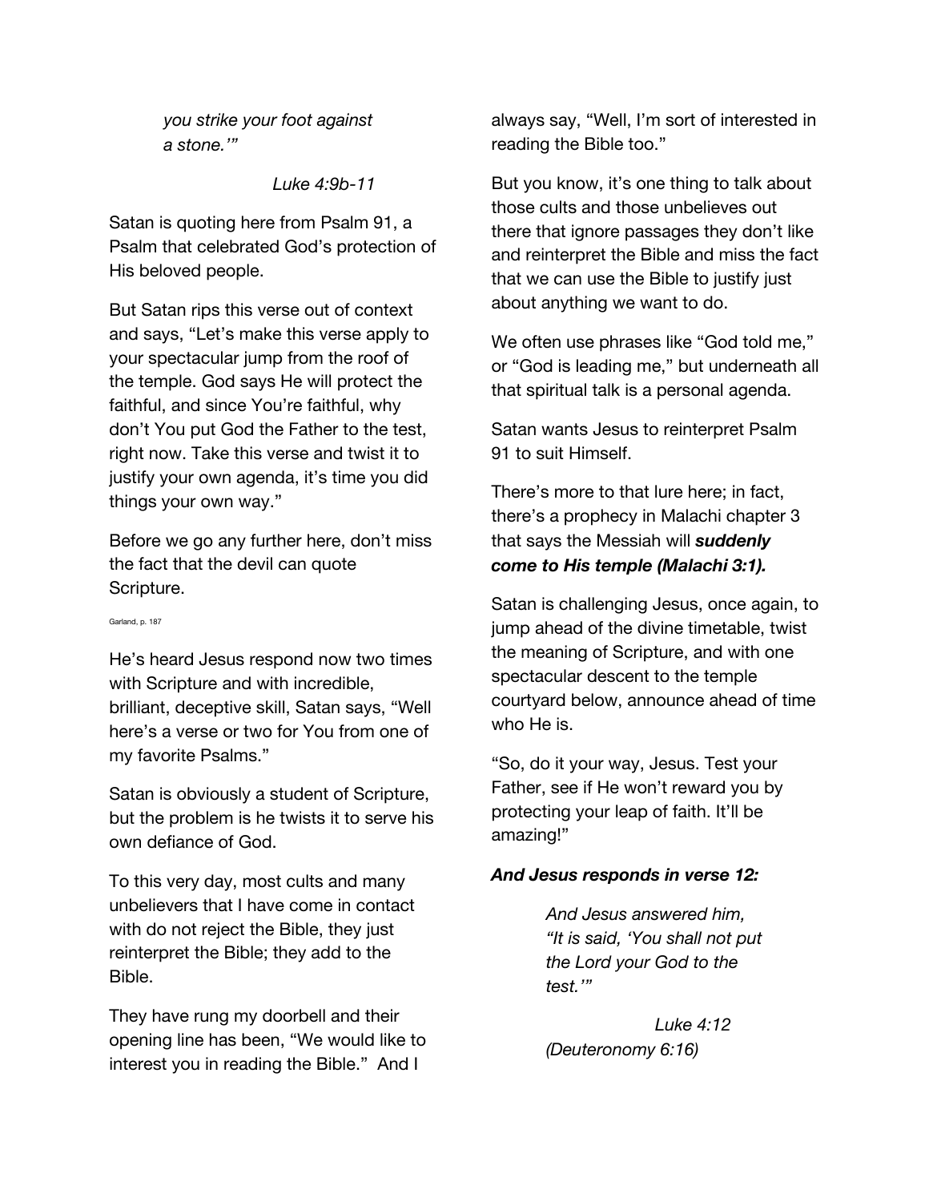> *you strike your foot against*
> *a stone.'"*
>
> *Luke 4:9b-11*

Satan is quoting here from Psalm 91, a Psalm that celebrated God's protection of His beloved people.

But Satan rips this verse out of context and says, "Let's make this verse apply to your spectacular jump from the roof of the temple. God says He will protect the faithful, and since You're faithful, why don't You put God the Father to the test, right now. Take this verse and twist it to justify your own agenda, it's time you did things your own way."

Before we go any further here, don't miss the fact that the devil can quote Scripture.

Garland, p. 187

He's heard Jesus respond now two times with Scripture and with incredible, brilliant, deceptive skill, Satan says, "Well here's a verse or two for You from one of my favorite Psalms."

Satan is obviously a student of Scripture, but the problem is he twists it to serve his own defiance of God.

To this very day, most cults and many unbelievers that I have come in contact with do not reject the Bible, they just reinterpret the Bible; they add to the Bible.

They have rung my doorbell and their opening line has been, "We would like to interest you in reading the Bible." And I always say, "Well, I'm sort of interested in reading the Bible too."

But you know, it's one thing to talk about those cults and those unbelieves out there that ignore passages they don't like and reinterpret the Bible and miss the fact that we can use the Bible to justify just about anything we want to do.

We often use phrases like "God told me," or "God is leading me," but underneath all that spiritual talk is a personal agenda.

Satan wants Jesus to reinterpret Psalm 91 to suit Himself.

There's more to that lure here; in fact, there's a prophecy in Malachi chapter 3 that says the Messiah will ***suddenly come to His temple (Malachi 3:1).***

Satan is challenging Jesus, once again, to jump ahead of the divine timetable, twist the meaning of Scripture, and with one spectacular descent to the temple courtyard below, announce ahead of time who He is.

"So, do it your way, Jesus. Test your Father, see if He won't reward you by protecting your leap of faith. It'll be amazing!"

***And Jesus responds in verse 12:***

> *And Jesus answered him, "It is said, 'You shall not put the Lord your God to the test.'"*
>
> *Luke 4:12 (Deuteronomy 6:16)*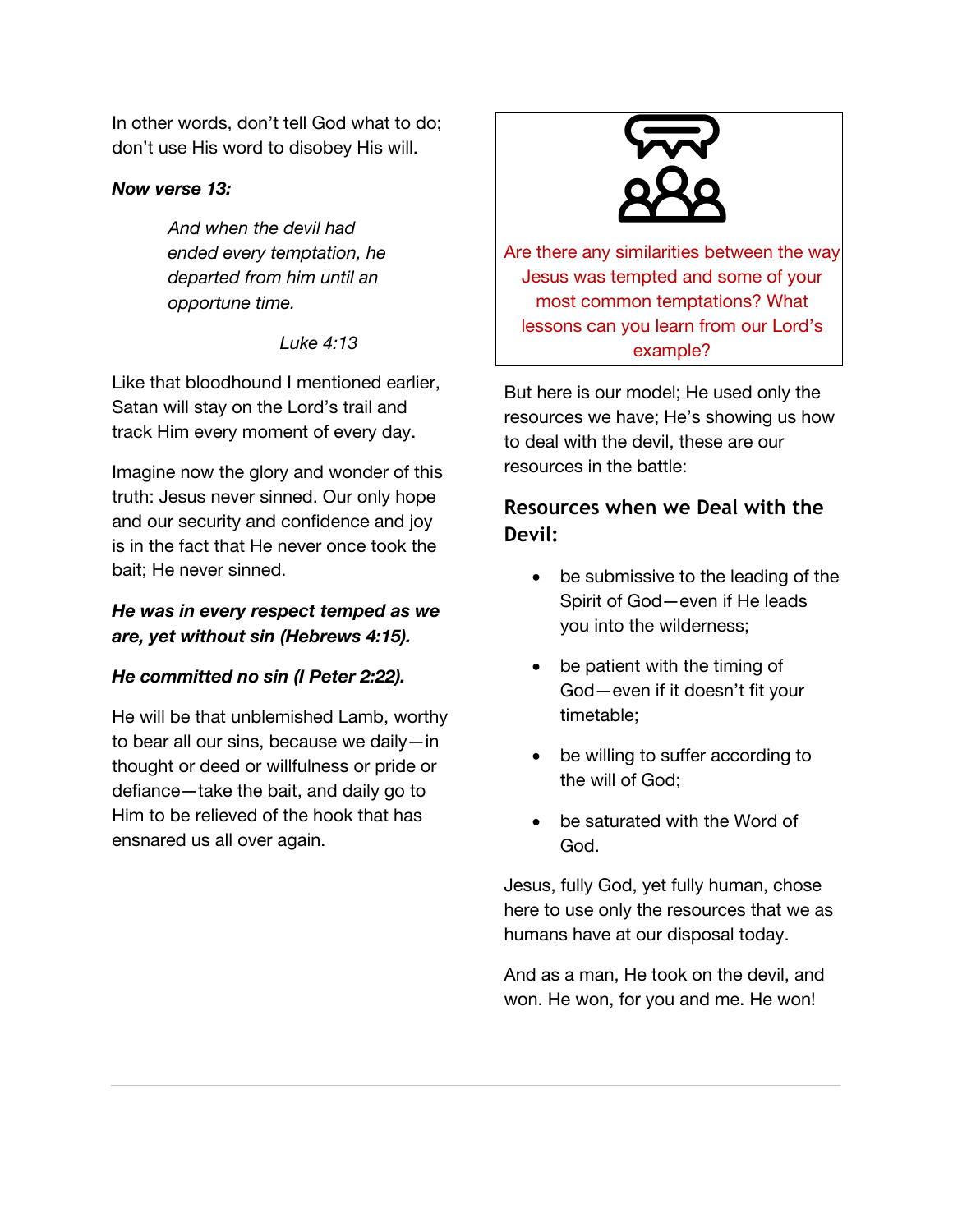In other words, don't tell God what to do; don't use His word to disobey His will.

***Now verse 13:***

> *And when the devil had ended every temptation, he departed from him until an opportune time.*
>
> *Luke 4:13*

Like that bloodhound I mentioned earlier, Satan will stay on the Lord's trail and track Him every moment of every day.

Imagine now the glory and wonder of this truth: Jesus never sinned. Our only hope and our security and confidence and joy is in the fact that He never once took the bait; He never sinned.

***He was in every respect temped as we are, yet without sin (Hebrews 4:15).***

***He committed no sin (I Peter 2:22).***

He will be that unblemished Lamb, worthy to bear all our sins, because we daily—in thought or deed or willfulness or pride or defiance—take the bait, and daily go to Him to be relieved of the hook that has ensnared us all over again.

Are there any similarities between the way Jesus was tempted and some of your most common temptations? What lessons can you learn from our Lord's example?

But here is our model; He used only the resources we have; He's showing us how to deal with the devil, these are our resources in the battle:

## Resources when we Deal with the Devil:

- be submissive to the leading of the Spirit of God—even if He leads you into the wilderness;
- be patient with the timing of God—even if it doesn't fit your timetable;
- be willing to suffer according to the will of God;
- be saturated with the Word of God.

Jesus, fully God, yet fully human, chose here to use only the resources that we as humans have at our disposal today.

And as a man, He took on the devil, and won. He won, for you and me. He won!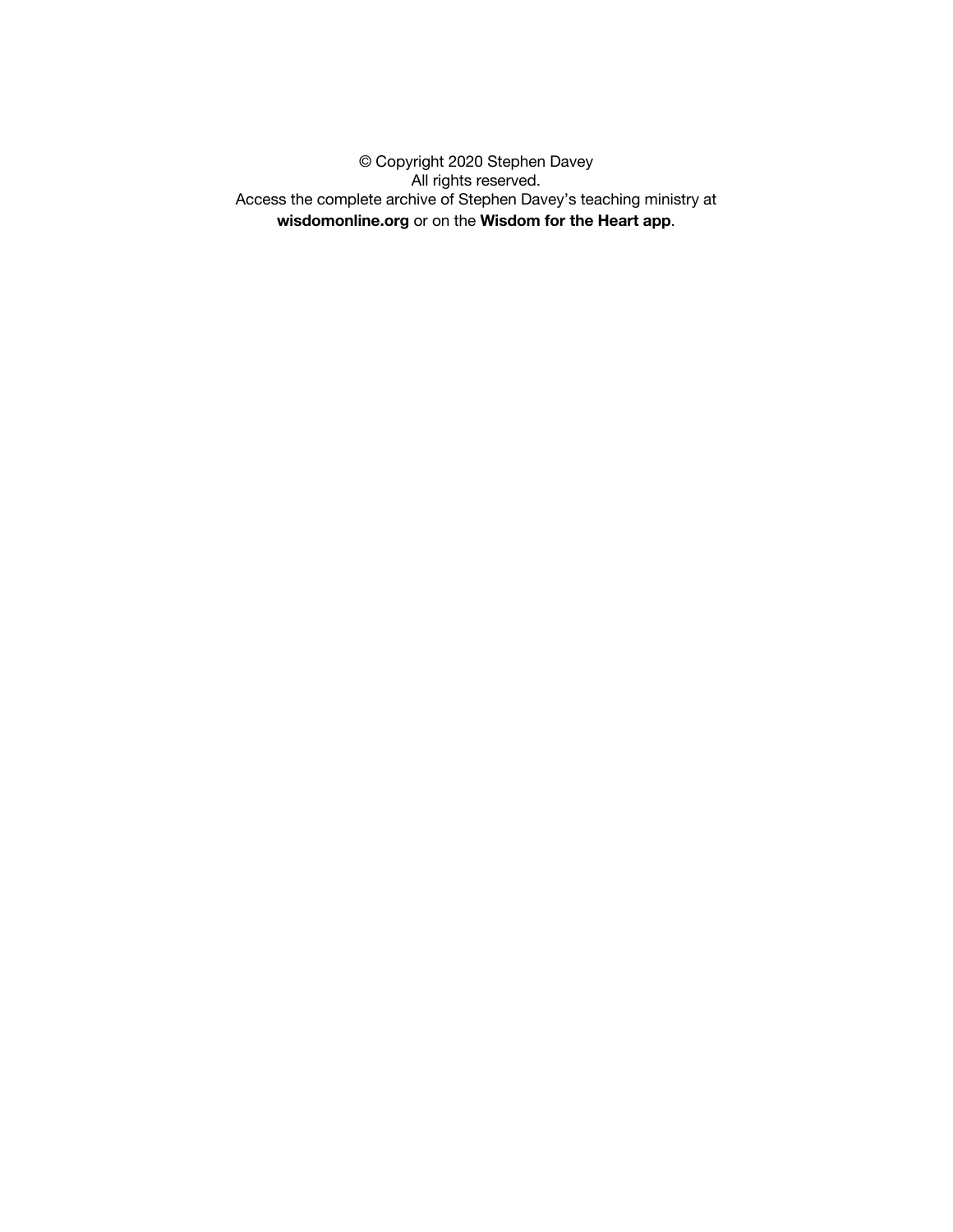© Copyright 2020 Stephen Davey
All rights reserved.
Access the complete archive of Stephen Davey's teaching ministry at **wisdomonline.org** or on the **Wisdom for the Heart app**.